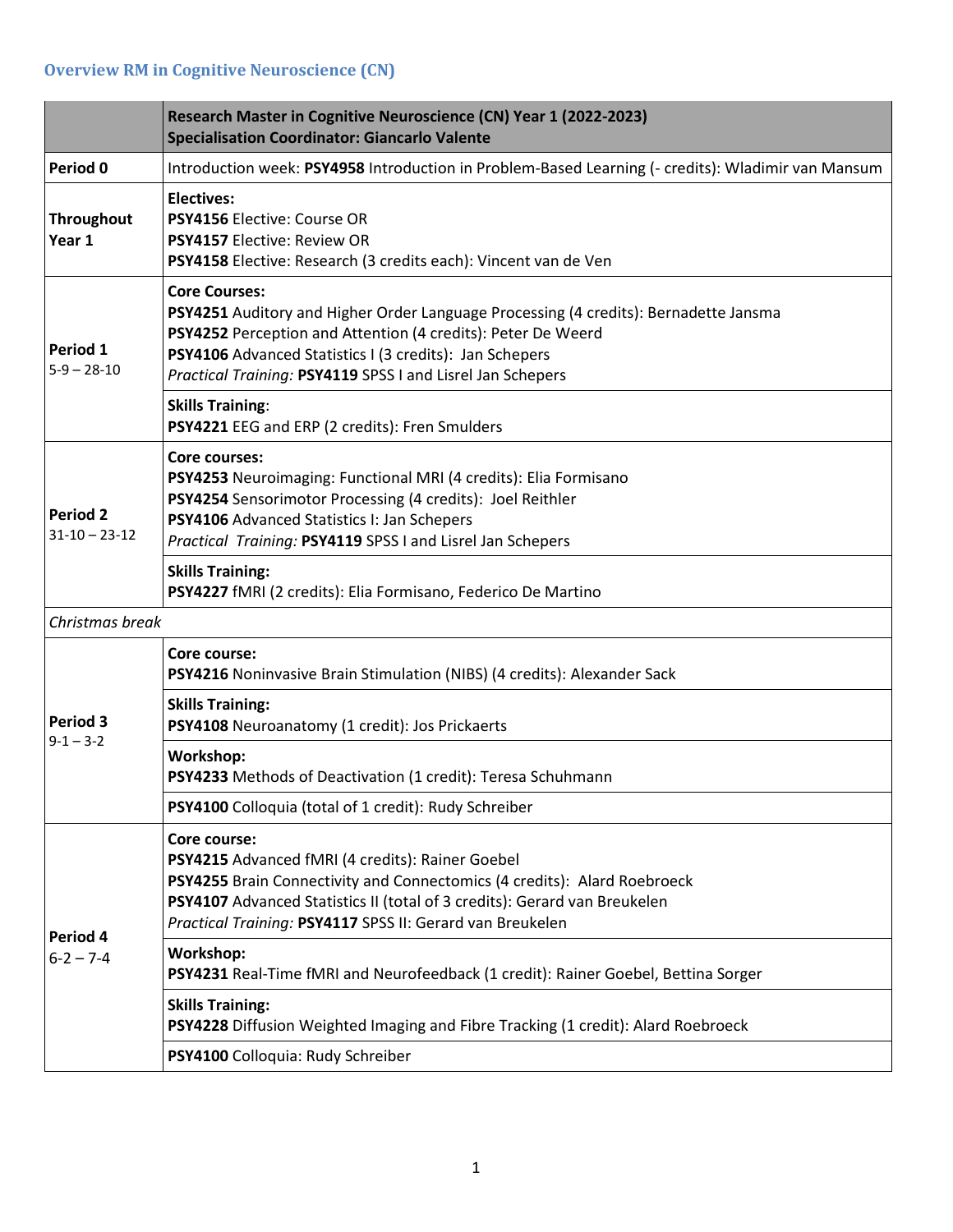## Overview RM in Cognitive Neuroscience (CN)

| | **Research Master in Cognitive Neuroscience (CN) Year 1 (2022-2023)** <br> **Specialisation Coordinator: Giancarlo Valente** |
|---|---|
| **Period 0** | Introduction week: **PSY4958** Introduction in Problem-Based Learning (- credits): Wladimir van Mansum |
| **Throughout Year 1** | **Electives:** <br> **PSY4156** Elective: Course OR <br> **PSY4157** Elective: Review OR <br> **PSY4158** Elective: Research (3 credits each): Vincent van de Ven |
| **Period 1** <br> 5-9 – 28-10 | **Core Courses:** <br> **PSY4251** Auditory and Higher Order Language Processing (4 credits): Bernadette Jansma <br> **PSY4252** Perception and Attention (4 credits): Peter De Weerd <br> **PSY4106** Advanced Statistics I (3 credits): Jan Schepers <br> *Practical Training:* **PSY4119** SPSS I and Lisrel Jan Schepers |
| | **Skills Training**: <br> **PSY4221** EEG and ERP (2 credits): Fren Smulders |
| **Period 2** <br> 31-10 – 23-12 | **Core courses:** <br> **PSY4253** Neuroimaging: Functional MRI (4 credits): Elia Formisano <br> **PSY4254** Sensorimotor Processing (4 credits): Joel Reithler <br> **PSY4106** Advanced Statistics I: Jan Schepers <br> *Practical Training:* **PSY4119** SPSS I and Lisrel Jan Schepers |
| | **Skills Training:** <br> **PSY4227** fMRI (2 credits): Elia Formisano, Federico De Martino |
| *Christmas break* | |
| **Period 3** <br> 9-1 – 3-2 | **Core course:** <br> **PSY4216** Noninvasive Brain Stimulation (NIBS) (4 credits): Alexander Sack |
| | **Skills Training:** <br> **PSY4108** Neuroanatomy (1 credit): Jos Prickaerts |
| | **Workshop:** <br> **PSY4233** Methods of Deactivation (1 credit): Teresa Schuhmann |
| | **PSY4100** Colloquia (total of 1 credit): Rudy Schreiber |
| **Period 4** <br> 6-2 – 7-4 | **Core course:** <br> **PSY4215** Advanced fMRI (4 credits): Rainer Goebel <br> **PSY4255** Brain Connectivity and Connectomics (4 credits): Alard Roebroeck <br> **PSY4107** Advanced Statistics II (total of 3 credits): Gerard van Breukelen <br> *Practical Training:* **PSY4117** SPSS II: Gerard van Breukelen |
| | **Workshop:** <br> **PSY4231** Real-Time fMRI and Neurofeedback (1 credit): Rainer Goebel, Bettina Sorger |
| | **Skills Training:** <br> **PSY4228** Diffusion Weighted Imaging and Fibre Tracking (1 credit): Alard Roebroeck |
| | **PSY4100** Colloquia: Rudy Schreiber |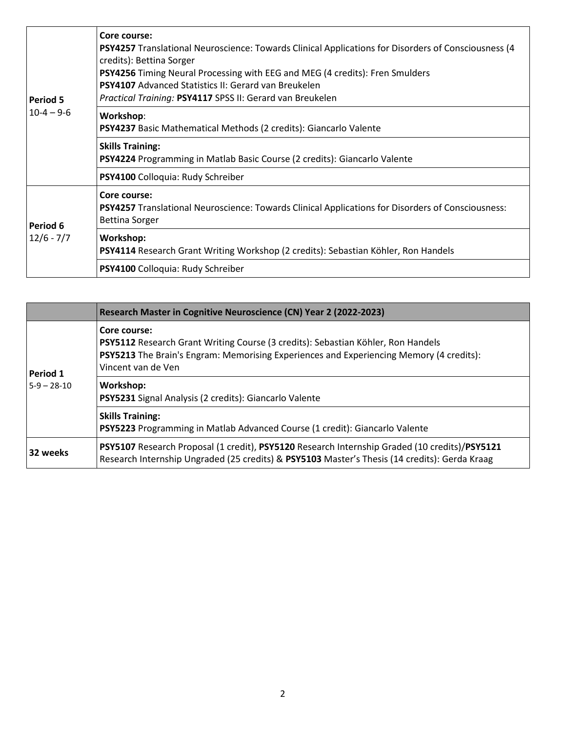| | |
|---|---|
| **Period 5** 10-4 – 9-6 | **Core course:** **PSY4257** Translational Neuroscience: Towards Clinical Applications for Disorders of Consciousness (4 credits): Bettina Sorger **PSY4256** Timing Neural Processing with EEG and MEG (4 credits): Fren Smulders **PSY4107** Advanced Statistics II: Gerard van Breukelen *Practical Training:* **PSY4117** SPSS II: Gerard van Breukelen |
| | **Workshop**: **PSY4237** Basic Mathematical Methods (2 credits): Giancarlo Valente |
| | **Skills Training:** **PSY4224** Programming in Matlab Basic Course (2 credits): Giancarlo Valente |
| | **PSY4100** Colloquia: Rudy Schreiber |
| **Period 6** 12/6 - 7/7 | **Core course:** **PSY4257** Translational Neuroscience: Towards Clinical Applications for Disorders of Consciousness: Bettina Sorger |
| | **Workshop:** **PSY4114** Research Grant Writing Workshop (2 credits): Sebastian Köhler, Ron Handels |
| | **PSY4100** Colloquia: Rudy Schreiber |

| | **Research Master in Cognitive Neuroscience (CN) Year 2 (2022-2023)** |
|---|---|
| **Period 1** 5-9 – 28-10 | **Core course:** **PSY5112** Research Grant Writing Course (3 credits): Sebastian Köhler, Ron Handels **PSY5213** The Brain's Engram: Memorising Experiences and Experiencing Memory (4 credits): Vincent van de Ven |
| | **Workshop:** **PSY5231** Signal Analysis (2 credits): Giancarlo Valente |
| | **Skills Training:** **PSY5223** Programming in Matlab Advanced Course (1 credit): Giancarlo Valente |
| **32 weeks** | **PSY5107** Research Proposal (1 credit), **PSY5120** Research Internship Graded (10 credits)/**PSY5121** Research Internship Ungraded (25 credits) & **PSY5103** Master's Thesis (14 credits): Gerda Kraag |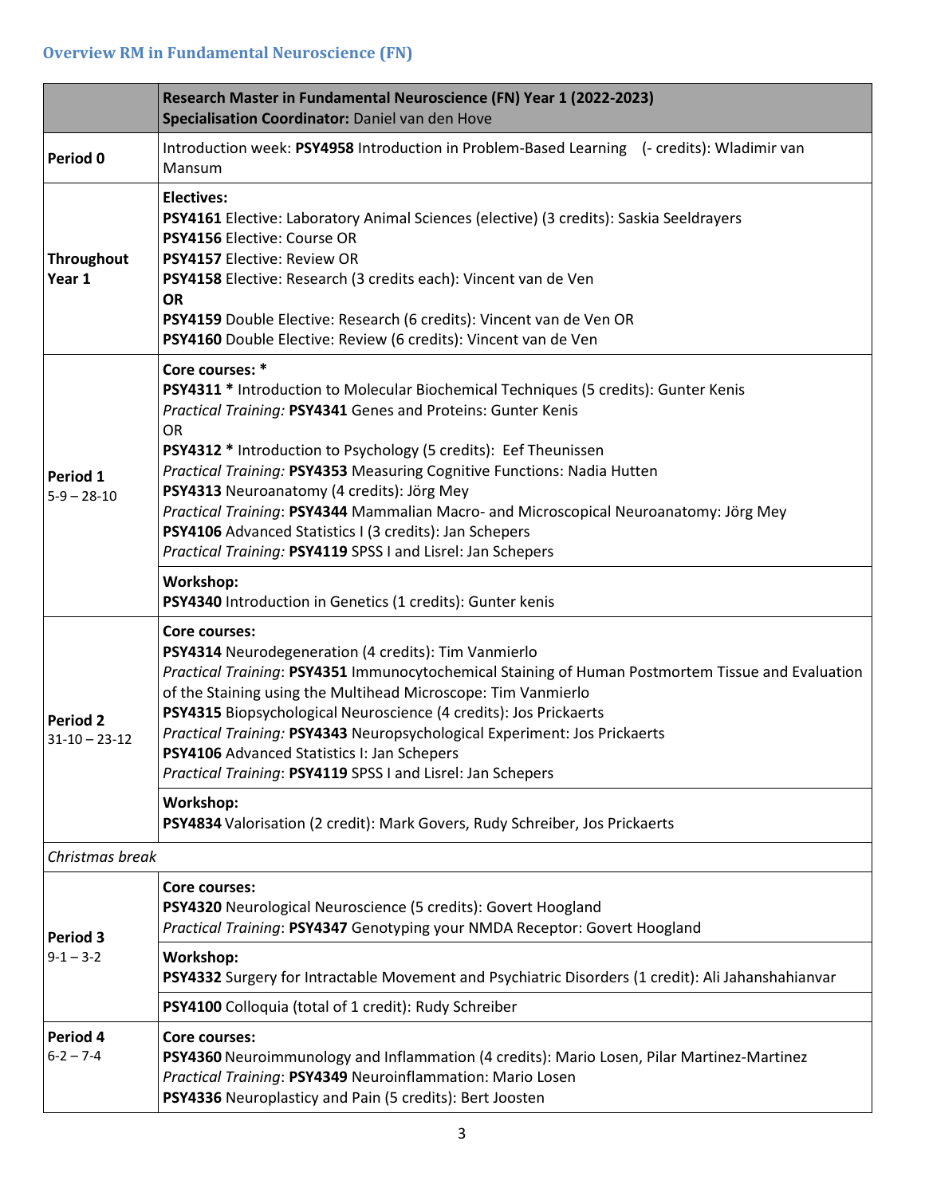## Overview RM in Fundamental Neuroscience (FN)

| | **Research Master in Fundamental Neuroscience (FN) Year 1 (2022-2023)**<br>**Specialisation Coordinator:** Daniel van den Hove |
|---|---|
| **Period 0** | Introduction week: **PSY4958** Introduction in Problem-Based Learning (- credits): Wladimir van Mansum |
| **Throughout Year 1** | **Electives:**<br>**PSY4161** Elective: Laboratory Animal Sciences (elective) (3 credits): Saskia Seeldrayers<br>**PSY4156** Elective: Course OR<br>**PSY4157** Elective: Review OR<br>**PSY4158** Elective: Research (3 credits each): Vincent van de Ven<br>**OR**<br>**PSY4159** Double Elective: Research (6 credits): Vincent van de Ven OR<br>**PSY4160** Double Elective: Review (6 credits): Vincent van de Ven |
| **Period 1**<br>5-9 – 28-10 | **Core courses: ***<br>**PSY4311 *** Introduction to Molecular Biochemical Techniques (5 credits): Gunter Kenis<br>*Practical Training:* **PSY4341** Genes and Proteins: Gunter Kenis<br>OR<br>**PSY4312 *** Introduction to Psychology (5 credits): Eef Theunissen<br>*Practical Training:* **PSY4353** Measuring Cognitive Functions: Nadia Hutten<br>**PSY4313** Neuroanatomy (4 credits): Jörg Mey<br>*Practical Training*: **PSY4344** Mammalian Macro- and Microscopical Neuroanatomy: Jörg Mey<br>**PSY4106** Advanced Statistics I (3 credits): Jan Schepers<br>*Practical Training:* **PSY4119** SPSS I and Lisrel: Jan Schepers |
| | **Workshop:**<br>**PSY4340** Introduction in Genetics (1 credits): Gunter kenis |
| **Period 2**<br>31-10 – 23-12 | **Core courses:**<br>**PSY4314** Neurodegeneration (4 credits): Tim Vanmierlo<br>*Practical Training*: **PSY4351** Immunocytochemical Staining of Human Postmortem Tissue and Evaluation of the Staining using the Multihead Microscope: Tim Vanmierlo<br>**PSY4315** Biopsychological Neuroscience (4 credits): Jos Prickaerts<br>*Practical Training:* **PSY4343** Neuropsychological Experiment: Jos Prickaerts<br>**PSY4106** Advanced Statistics I: Jan Schepers<br>*Practical Training*: **PSY4119** SPSS I and Lisrel: Jan Schepers |
| | **Workshop:**<br>**PSY4834** Valorisation (2 credit): Mark Govers, Rudy Schreiber, Jos Prickaerts |
| *Christmas break* | |
| **Period 3**<br>9-1 – 3-2 | **Core courses:**<br>**PSY4320** Neurological Neuroscience (5 credits): Govert Hoogland<br>*Practical Training*: **PSY4347** Genotyping your NMDA Receptor: Govert Hoogland |
| | **Workshop:**<br>**PSY4332** Surgery for Intractable Movement and Psychiatric Disorders (1 credit): Ali Jahanshahianvar |
| | **PSY4100** Colloquia (total of 1 credit): Rudy Schreiber |
| **Period 4**<br>6-2 – 7-4 | **Core courses:**<br>**PSY4360** Neuroimmunology and Inflammation (4 credits): Mario Losen, Pilar Martinez-Martinez<br>*Practical Training*: **PSY4349** Neuroinflammation: Mario Losen<br>**PSY4336** Neuroplasticy and Pain (5 credits): Bert Joosten |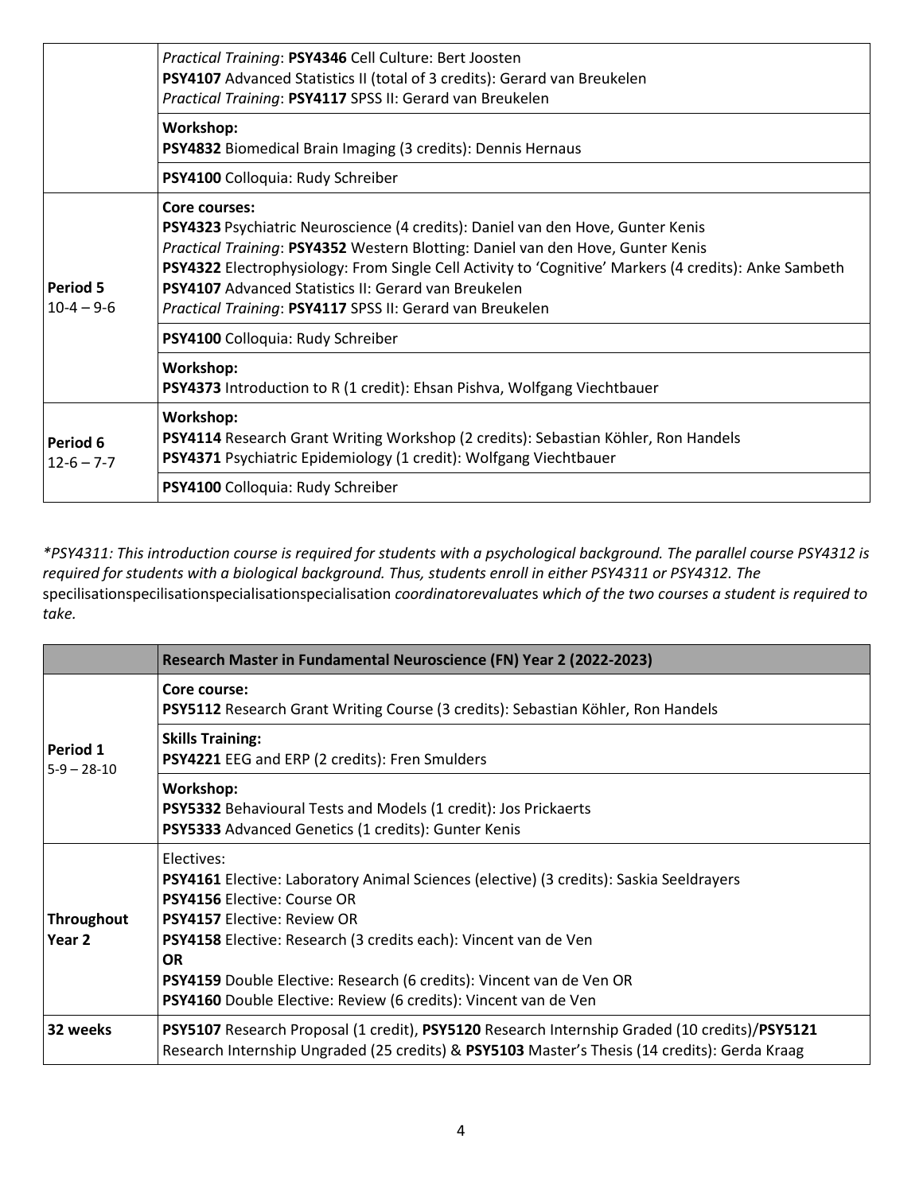| | |
|---|---|
| | *Practical Training*: **PSY4346** Cell Culture: Bert Joosten<br>**PSY4107** Advanced Statistics II (total of 3 credits): Gerard van Breukelen<br>*Practical Training*: **PSY4117** SPSS II: Gerard van Breukelen |
| | **Workshop:**<br>**PSY4832** Biomedical Brain Imaging (3 credits): Dennis Hernaus |
| | **PSY4100** Colloquia: Rudy Schreiber |
| **Period 5**<br>10-4 – 9-6 | **Core courses:**<br>**PSY4323** Psychiatric Neuroscience (4 credits): Daniel van den Hove, Gunter Kenis<br>*Practical Training*: **PSY4352** Western Blotting: Daniel van den Hove, Gunter Kenis<br>**PSY4322** Electrophysiology: From Single Cell Activity to 'Cognitive' Markers (4 credits): Anke Sambeth<br>**PSY4107** Advanced Statistics II: Gerard van Breukelen<br>*Practical Training*: **PSY4117** SPSS II: Gerard van Breukelen |
| | **PSY4100** Colloquia: Rudy Schreiber |
| | **Workshop:**<br>**PSY4373** Introduction to R (1 credit): Ehsan Pishva, Wolfgang Viechtbauer |
| **Period 6**<br>12-6 – 7-7 | **Workshop:**<br>**PSY4114** Research Grant Writing Workshop (2 credits): Sebastian Köhler, Ron Handels<br>**PSY4371** Psychiatric Epidemiology (1 credit): Wolfgang Viechtbauer |
| | **PSY4100** Colloquia: Rudy Schreiber |

*\*PSY4311: This introduction course is required for students with a psychological background. The parallel course PSY4312 is required for students with a biological background. Thus, students enroll in either PSY4311 or PSY4312. The* specilisationspecilisationspecialisationspecialisation *coordinatorevaluates which of the two courses a student is required to take.*

| | **Research Master in Fundamental Neuroscience (FN) Year 2 (2022-2023)** |
|---|---|
| **Period 1**<br>5-9 – 28-10 | **Core course:**<br>**PSY5112** Research Grant Writing Course (3 credits): Sebastian Köhler, Ron Handels |
| | **Skills Training:**<br>**PSY4221** EEG and ERP (2 credits): Fren Smulders |
| | **Workshop:**<br>**PSY5332** Behavioural Tests and Models (1 credit): Jos Prickaerts<br>**PSY5333** Advanced Genetics (1 credits): Gunter Kenis |
| **Throughout Year 2** | Electives:<br>**PSY4161** Elective: Laboratory Animal Sciences (elective) (3 credits): Saskia Seeldrayers<br>**PSY4156** Elective: Course OR<br>**PSY4157** Elective: Review OR<br>**PSY4158** Elective: Research (3 credits each): Vincent van de Ven<br>**OR**<br>**PSY4159** Double Elective: Research (6 credits): Vincent van de Ven OR<br>**PSY4160** Double Elective: Review (6 credits): Vincent van de Ven |
| **32 weeks** | **PSY5107** Research Proposal (1 credit), **PSY5120** Research Internship Graded (10 credits)/**PSY5121** Research Internship Ungraded (25 credits) & **PSY5103** Master's Thesis (14 credits): Gerda Kraag |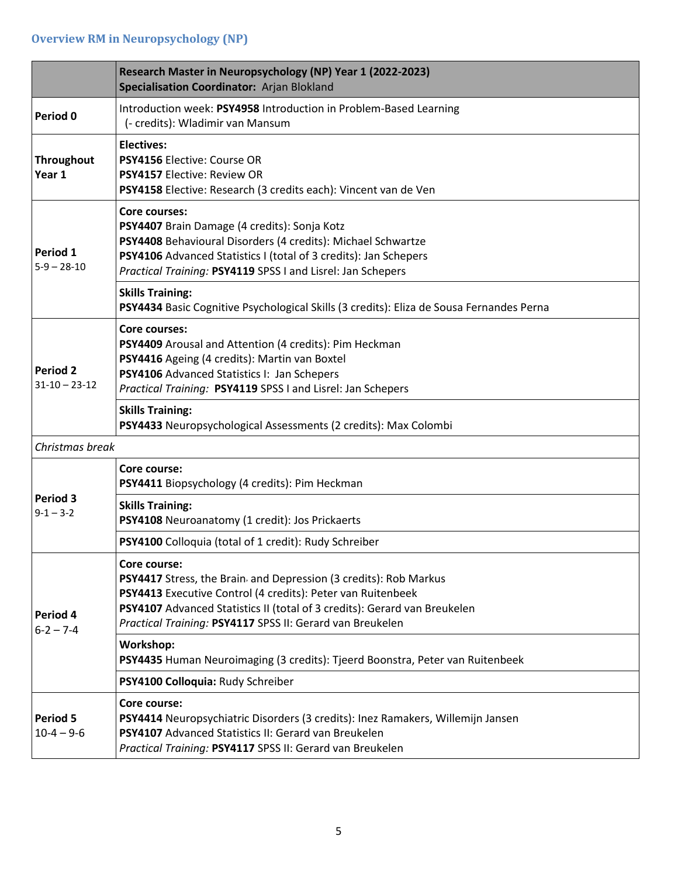## Overview RM in Neuropsychology (NP)

| | **Research Master in Neuropsychology (NP) Year 1 (2022-2023)**<br>**Specialisation Coordinator:** Arjan Blokland |
|---|---|
| **Period 0** | Introduction week: **PSY4958** Introduction in Problem-Based Learning (- credits): Wladimir van Mansum |
| **Throughout Year 1** | **Electives:**<br>**PSY4156** Elective: Course OR<br>**PSY4157** Elective: Review OR<br>**PSY4158** Elective: Research (3 credits each): Vincent van de Ven |
| **Period 1**<br>5-9 – 28-10 | **Core courses:**<br>**PSY4407** Brain Damage (4 credits): Sonja Kotz<br>**PSY4408** Behavioural Disorders (4 credits): Michael Schwartze<br>**PSY4106** Advanced Statistics I (total of 3 credits): Jan Schepers<br>*Practical Training:* **PSY4119** SPSS I and Lisrel: Jan Schepers |
| | **Skills Training:**<br>**PSY4434** Basic Cognitive Psychological Skills (3 credits): Eliza de Sousa Fernandes Perna |
| **Period 2**<br>31-10 – 23-12 | **Core courses:**<br>**PSY4409** Arousal and Attention (4 credits): Pim Heckman<br>**PSY4416** Ageing (4 credits): Martin van Boxtel<br>**PSY4106** Advanced Statistics I: Jan Schepers<br>*Practical Training:* **PSY4119** SPSS I and Lisrel: Jan Schepers |
| | **Skills Training:**<br>**PSY4433** Neuropsychological Assessments (2 credits): Max Colombi |
| *Christmas break* | |
| **Period 3**<br>9-1 – 3-2 | **Core course:**<br>**PSY4411** Biopsychology (4 credits): Pim Heckman |
| | **Skills Training:**<br>**PSY4108** Neuroanatomy (1 credit): Jos Prickaerts |
| | **PSY4100** Colloquia (total of 1 credit): Rudy Schreiber |
| **Period 4**<br>6-2 – 7-4 | **Core course:**<br>**PSY4417** Stress, the Brain, and Depression (3 credits): Rob Markus<br>**PSY4413** Executive Control (4 credits): Peter van Ruitenbeek<br>**PSY4107** Advanced Statistics II (total of 3 credits): Gerard van Breukelen<br>*Practical Training:* **PSY4117** SPSS II: Gerard van Breukelen |
| | **Workshop:**<br>**PSY4435** Human Neuroimaging (3 credits): Tjeerd Boonstra, Peter van Ruitenbeek |
| | **PSY4100 Colloquia:** Rudy Schreiber |
| **Period 5**<br>10-4 – 9-6 | **Core course:**<br>**PSY4414** Neuropsychiatric Disorders (3 credits): Inez Ramakers, Willemijn Jansen<br>**PSY4107** Advanced Statistics II: Gerard van Breukelen<br>*Practical Training:* **PSY4117** SPSS II: Gerard van Breukelen |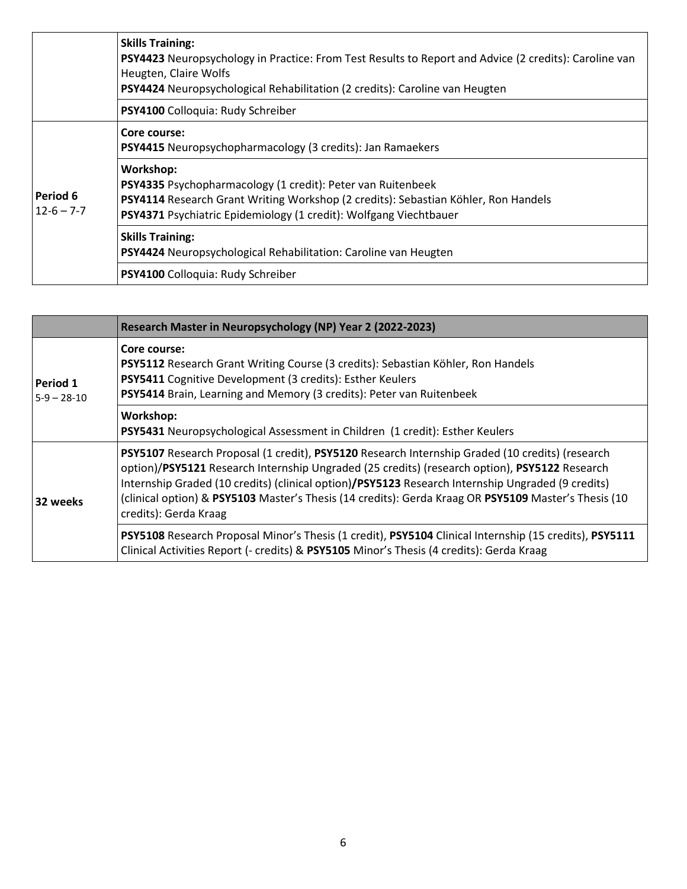| | |
|---|---|
| | **Skills Training:** <br> **PSY4423** Neuropsychology in Practice: From Test Results to Report and Advice (2 credits): Caroline van Heugten, Claire Wolfs <br> **PSY4424** Neuropsychological Rehabilitation (2 credits): Caroline van Heugten |
| | **PSY4100** Colloquia: Rudy Schreiber |
| **Period 6** <br> 12-6 – 7-7 | **Core course:** <br> **PSY4415** Neuropsychopharmacology (3 credits): Jan Ramaekers |
| | **Workshop:** <br> **PSY4335** Psychopharmacology (1 credit): Peter van Ruitenbeek <br> **PSY4114** Research Grant Writing Workshop (2 credits): Sebastian Köhler, Ron Handels <br> **PSY4371** Psychiatric Epidemiology (1 credit): Wolfgang Viechtbauer |
| | **Skills Training:** <br> **PSY4424** Neuropsychological Rehabilitation: Caroline van Heugten |
| | **PSY4100** Colloquia: Rudy Schreiber |

| | **Research Master in Neuropsychology (NP) Year 2 (2022-2023)** |
|---|---|
| **Period 1** <br> 5-9 – 28-10 | **Core course:** <br> **PSY5112** Research Grant Writing Course (3 credits): Sebastian Köhler, Ron Handels <br> **PSY5411** Cognitive Development (3 credits): Esther Keulers <br> **PSY5414** Brain, Learning and Memory (3 credits): Peter van Ruitenbeek |
| | **Workshop:** <br> **PSY5431** Neuropsychological Assessment in Children (1 credit): Esther Keulers |
| **32 weeks** | **PSY5107** Research Proposal (1 credit), **PSY5120** Research Internship Graded (10 credits) (research option)/**PSY5121** Research Internship Ungraded (25 credits) (research option), **PSY5122** Research Internship Graded (10 credits) (clinical option)**/PSY5123** Research Internship Ungraded (9 credits) (clinical option) & **PSY5103** Master's Thesis (14 credits): Gerda Kraag OR **PSY5109** Master's Thesis (10 credits): Gerda Kraag |
| | **PSY5108** Research Proposal Minor's Thesis (1 credit), **PSY5104** Clinical Internship (15 credits), **PSY5111** Clinical Activities Report (- credits) & **PSY5105** Minor's Thesis (4 credits): Gerda Kraag |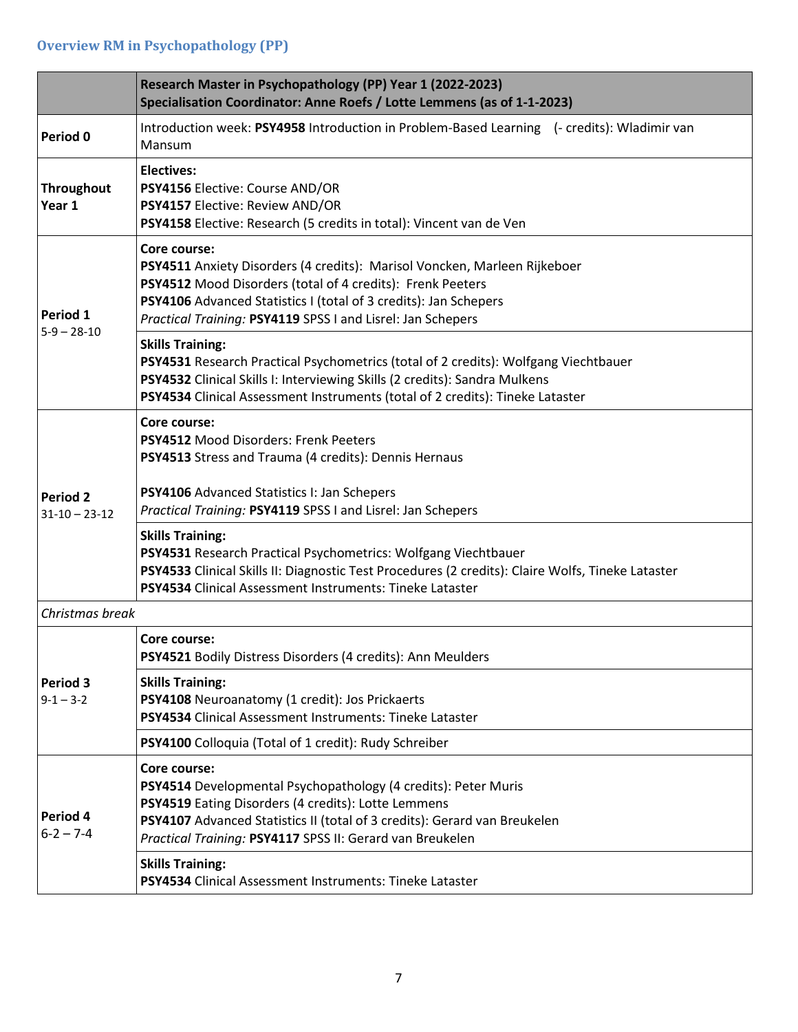## Overview RM in Psychopathology (PP)

| | Research Master in Psychopathology (PP) Year 1 (2022-2023)<br>Specialisation Coordinator: Anne Roefs / Lotte Lemmens (as of 1-1-2023) |
|---|---|
| **Period 0** | Introduction week: **PSY4958** Introduction in Problem-Based Learning (- credits): Wladimir van Mansum |
| **Throughout Year 1** | **Electives:**<br>**PSY4156** Elective: Course AND/OR<br>**PSY4157** Elective: Review AND/OR<br>**PSY4158** Elective: Research (5 credits in total): Vincent van de Ven |
| **Period 1**<br>5-9 – 28-10 | **Core course:**<br>**PSY4511** Anxiety Disorders (4 credits): Marisol Voncken, Marleen Rijkeboer<br>**PSY4512** Mood Disorders (total of 4 credits): Frenk Peeters<br>**PSY4106** Advanced Statistics I (total of 3 credits): Jan Schepers<br>*Practical Training:* **PSY4119** SPSS I and Lisrel: Jan Schepers |
| | **Skills Training:**<br>**PSY4531** Research Practical Psychometrics (total of 2 credits): Wolfgang Viechtbauer<br>**PSY4532** Clinical Skills I: Interviewing Skills (2 credits): Sandra Mulkens<br>**PSY4534** Clinical Assessment Instruments (total of 2 credits): Tineke Lataster |
| **Period 2**<br>31-10 – 23-12 | **Core course:**<br>**PSY4512** Mood Disorders: Frenk Peeters<br>**PSY4513** Stress and Trauma (4 credits): Dennis Hernaus<br><br>**PSY4106** Advanced Statistics I: Jan Schepers<br>*Practical Training:* **PSY4119** SPSS I and Lisrel: Jan Schepers |
| | **Skills Training:**<br>**PSY4531** Research Practical Psychometrics: Wolfgang Viechtbauer<br>**PSY4533** Clinical Skills II: Diagnostic Test Procedures (2 credits): Claire Wolfs, Tineke Lataster<br>**PSY4534** Clinical Assessment Instruments: Tineke Lataster |
| *Christmas break* | |
| **Period 3**<br>9-1 – 3-2 | **Core course:**<br>**PSY4521** Bodily Distress Disorders (4 credits): Ann Meulders |
| | **Skills Training:**<br>**PSY4108** Neuroanatomy (1 credit): Jos Prickaerts<br>**PSY4534** Clinical Assessment Instruments: Tineke Lataster |
| | **PSY4100** Colloquia (Total of 1 credit): Rudy Schreiber |
| **Period 4**<br>6-2 – 7-4 | **Core course:**<br>**PSY4514** Developmental Psychopathology (4 credits): Peter Muris<br>**PSY4519** Eating Disorders (4 credits): Lotte Lemmens<br>**PSY4107** Advanced Statistics II (total of 3 credits): Gerard van Breukelen<br>*Practical Training:* **PSY4117** SPSS II: Gerard van Breukelen |
| | **Skills Training:**<br>**PSY4534** Clinical Assessment Instruments: Tineke Lataster |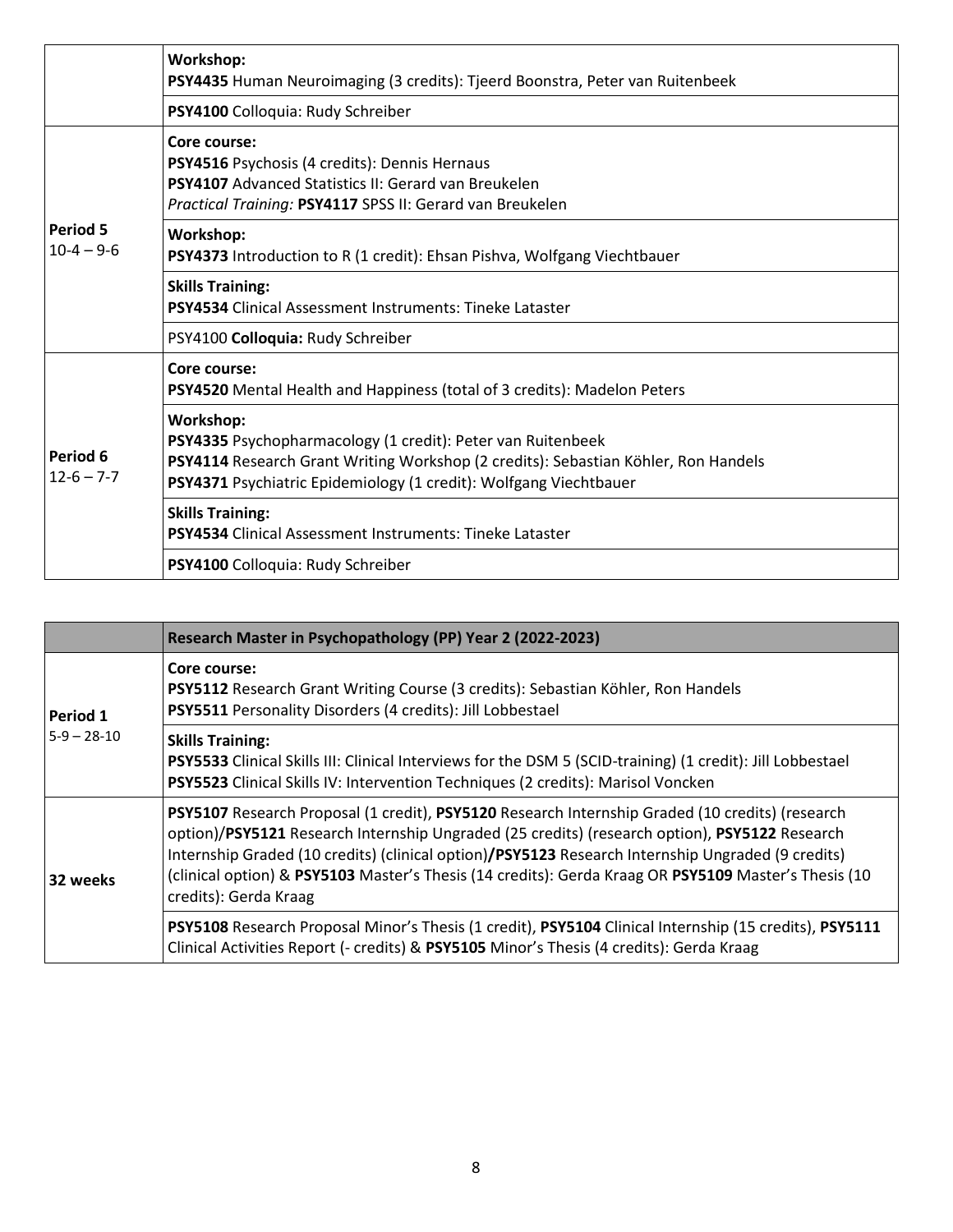| | |
|---|---|
| | **Workshop:**<br>**PSY4435** Human Neuroimaging (3 credits): Tjeerd Boonstra, Peter van Ruitenbeek |
| | **PSY4100** Colloquia: Rudy Schreiber |
| **Period 5**<br>10-4 – 9-6 | **Core course:**<br>**PSY4516** Psychosis (4 credits): Dennis Hernaus<br>**PSY4107** Advanced Statistics II: Gerard van Breukelen<br>*Practical Training:* **PSY4117** SPSS II: Gerard van Breukelen |
| | **Workshop:**<br>**PSY4373** Introduction to R (1 credit): Ehsan Pishva, Wolfgang Viechtbauer |
| | **Skills Training:**<br>**PSY4534** Clinical Assessment Instruments: Tineke Lataster |
| | PSY4100 **Colloquia:** Rudy Schreiber |
| **Period 6**<br>12-6 – 7-7 | **Core course:**<br>**PSY4520** Mental Health and Happiness (total of 3 credits): Madelon Peters |
| | **Workshop:**<br>**PSY4335** Psychopharmacology (1 credit): Peter van Ruitenbeek<br>**PSY4114** Research Grant Writing Workshop (2 credits): Sebastian Köhler, Ron Handels<br>**PSY4371** Psychiatric Epidemiology (1 credit): Wolfgang Viechtbauer |
| | **Skills Training:**<br>**PSY4534** Clinical Assessment Instruments: Tineke Lataster |
| | **PSY4100** Colloquia: Rudy Schreiber |

| | **Research Master in Psychopathology (PP) Year 2 (2022-2023)** |
|---|---|
| **Period 1**<br>5-9 – 28-10 | **Core course:**<br>**PSY5112** Research Grant Writing Course (3 credits): Sebastian Köhler, Ron Handels<br>**PSY5511** Personality Disorders (4 credits): Jill Lobbestael |
| | **Skills Training:**<br>**PSY5533** Clinical Skills III: Clinical Interviews for the DSM 5 (SCID-training) (1 credit): Jill Lobbestael<br>**PSY5523** Clinical Skills IV: Intervention Techniques (2 credits): Marisol Voncken |
| **32 weeks** | **PSY5107** Research Proposal (1 credit), **PSY5120** Research Internship Graded (10 credits) (research option)/**PSY5121** Research Internship Ungraded (25 credits) (research option), **PSY5122** Research Internship Graded (10 credits) (clinical option)**/PSY5123** Research Internship Ungraded (9 credits) (clinical option) & **PSY5103** Master's Thesis (14 credits): Gerda Kraag OR **PSY5109** Master's Thesis (10 credits): Gerda Kraag |
| | **PSY5108** Research Proposal Minor's Thesis (1 credit), **PSY5104** Clinical Internship (15 credits), **PSY5111** Clinical Activities Report (- credits) & **PSY5105** Minor's Thesis (4 credits): Gerda Kraag |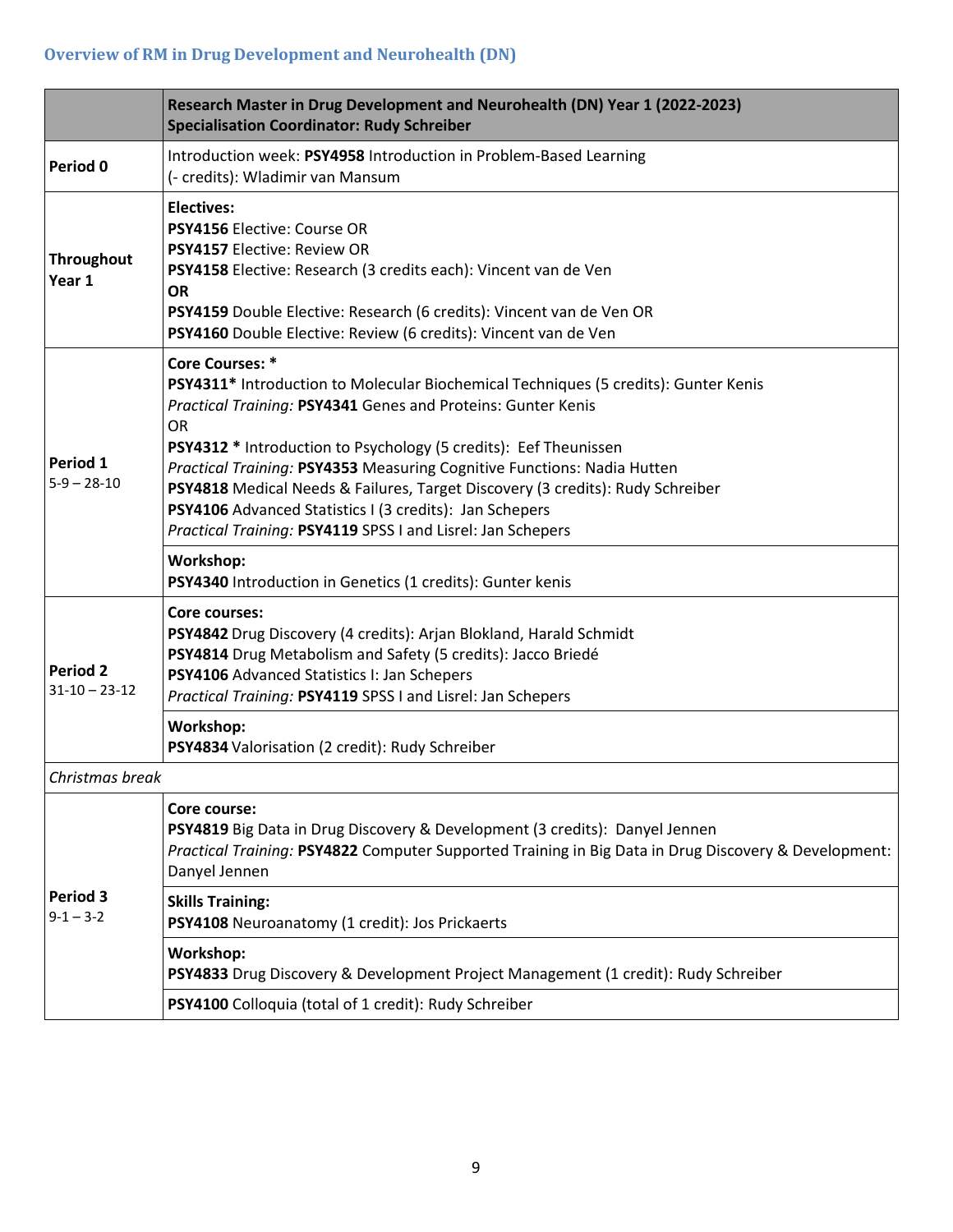## Overview of RM in Drug Development and Neurohealth (DN)

| | **Research Master in Drug Development and Neurohealth (DN) Year 1 (2022-2023)**<br>**Specialisation Coordinator: Rudy Schreiber** |
|---|---|
| **Period 0** | Introduction week: **PSY4958** Introduction in Problem-Based Learning<br>(- credits): Wladimir van Mansum |
| **Throughout Year 1** | **Electives:**<br>**PSY4156** Elective: Course OR<br>**PSY4157** Elective: Review OR<br>**PSY4158** Elective: Research (3 credits each): Vincent van de Ven<br>**OR**<br>**PSY4159** Double Elective: Research (6 credits): Vincent van de Ven OR<br>**PSY4160** Double Elective: Review (6 credits): Vincent van de Ven |
| **Period 1**<br>5-9 – 28-10 | **Core Courses: ***<br>**PSY4311*** Introduction to Molecular Biochemical Techniques (5 credits): Gunter Kenis<br>*Practical Training:* **PSY4341** Genes and Proteins: Gunter Kenis<br>OR<br>**PSY4312 *** Introduction to Psychology (5 credits): Eef Theunissen<br>*Practical Training:* **PSY4353** Measuring Cognitive Functions: Nadia Hutten<br>**PSY4818** Medical Needs & Failures, Target Discovery (3 credits): Rudy Schreiber<br>**PSY4106** Advanced Statistics I (3 credits): Jan Schepers<br>*Practical Training:* **PSY4119** SPSS I and Lisrel: Jan Schepers |
| | **Workshop:**<br>**PSY4340** Introduction in Genetics (1 credits): Gunter kenis |
| **Period 2**<br>31-10 – 23-12 | **Core courses:**<br>**PSY4842** Drug Discovery (4 credits): Arjan Blokland, Harald Schmidt<br>**PSY4814** Drug Metabolism and Safety (5 credits): Jacco Briedé<br>**PSY4106** Advanced Statistics I: Jan Schepers<br>*Practical Training:* **PSY4119** SPSS I and Lisrel: Jan Schepers |
| | **Workshop:**<br>**PSY4834** Valorisation (2 credit): Rudy Schreiber |
| *Christmas break* | |
| **Period 3**<br>9-1 – 3-2 | **Core course:**<br>**PSY4819** Big Data in Drug Discovery & Development (3 credits): Danyel Jennen<br>*Practical Training:* **PSY4822** Computer Supported Training in Big Data in Drug Discovery & Development: Danyel Jennen |
| | **Skills Training:**<br>**PSY4108** Neuroanatomy (1 credit): Jos Prickaerts |
| | **Workshop:**<br>**PSY4833** Drug Discovery & Development Project Management (1 credit): Rudy Schreiber |
| | **PSY4100** Colloquia (total of 1 credit): Rudy Schreiber |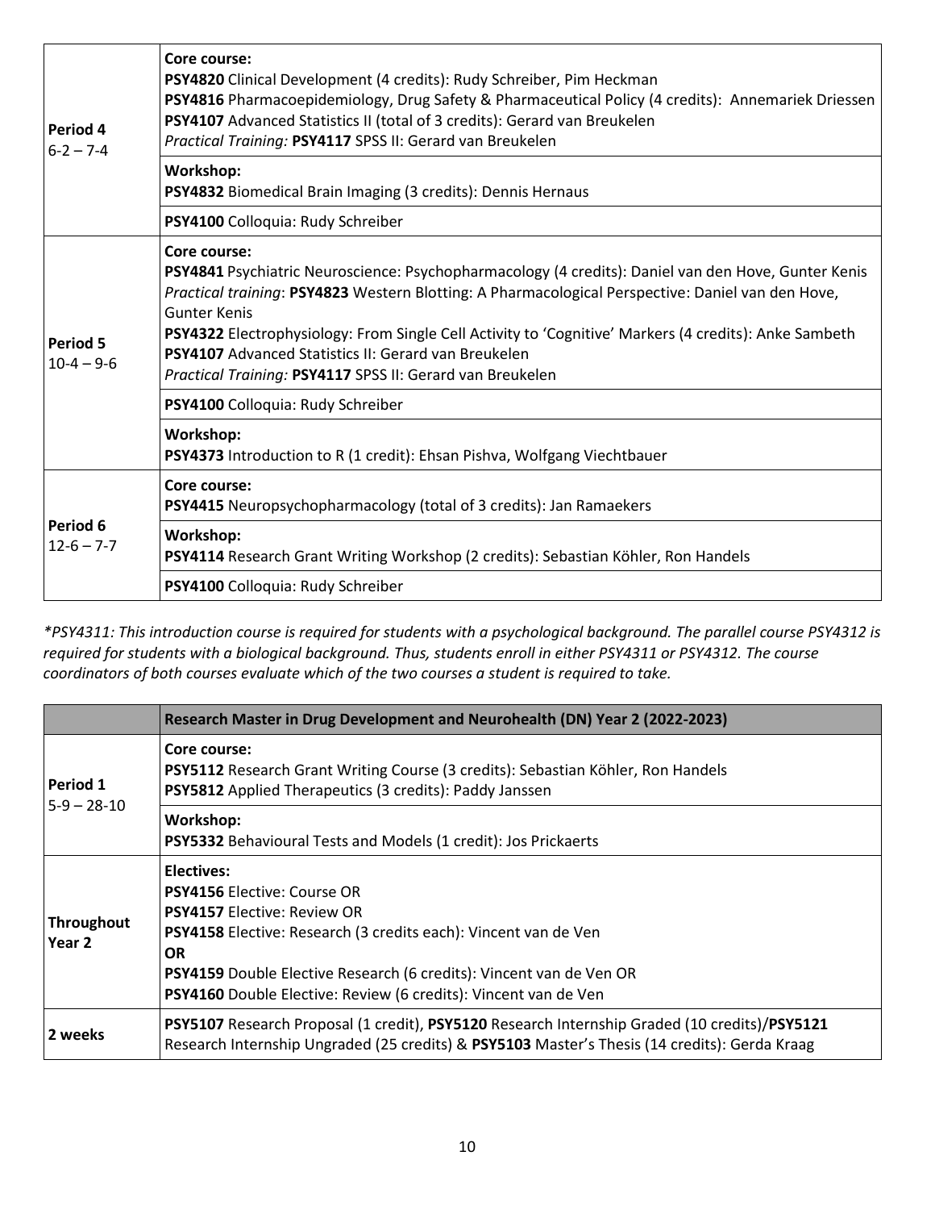| | |
|---|---|
| **Period 4**<br>6-2 – 7-4 | **Core course:**<br>**PSY4820** Clinical Development (4 credits): Rudy Schreiber, Pim Heckman<br>**PSY4816** Pharmacoepidemiology, Drug Safety & Pharmaceutical Policy (4 credits): Annemariek Driessen<br>**PSY4107** Advanced Statistics II (total of 3 credits): Gerard van Breukelen<br>*Practical Training:* **PSY4117** SPSS II: Gerard van Breukelen |
| | **Workshop:**<br>**PSY4832** Biomedical Brain Imaging (3 credits): Dennis Hernaus |
| | **PSY4100** Colloquia: Rudy Schreiber |
| **Period 5**<br>10-4 – 9-6 | **Core course:**<br>**PSY4841** Psychiatric Neuroscience: Psychopharmacology (4 credits): Daniel van den Hove, Gunter Kenis<br>*Practical training*: **PSY4823** Western Blotting: A Pharmacological Perspective: Daniel van den Hove, Gunter Kenis<br>**PSY4322** Electrophysiology: From Single Cell Activity to 'Cognitive' Markers (4 credits): Anke Sambeth<br>**PSY4107** Advanced Statistics II: Gerard van Breukelen<br>*Practical Training:* **PSY4117** SPSS II: Gerard van Breukelen |
| | **PSY4100** Colloquia: Rudy Schreiber |
| | **Workshop:**<br>**PSY4373** Introduction to R (1 credit): Ehsan Pishva, Wolfgang Viechtbauer |
| **Period 6**<br>12-6 – 7-7 | **Core course:**<br>**PSY4415** Neuropsychopharmacology (total of 3 credits): Jan Ramaekers |
| | **Workshop:**<br>**PSY4114** Research Grant Writing Workshop (2 credits): Sebastian Köhler, Ron Handels |
| | **PSY4100** Colloquia: Rudy Schreiber |

*\*PSY4311: This introduction course is required for students with a psychological background. The parallel course PSY4312 is required for students with a biological background. Thus, students enroll in either PSY4311 or PSY4312. The course coordinators of both courses evaluate which of the two courses a student is required to take.*

| | **Research Master in Drug Development and Neurohealth (DN) Year 2 (2022-2023)** |
|---|---|
| **Period 1**<br>5-9 – 28-10 | **Core course:**<br>**PSY5112** Research Grant Writing Course (3 credits): Sebastian Köhler, Ron Handels<br>**PSY5812** Applied Therapeutics (3 credits): Paddy Janssen |
| | **Workshop:**<br>**PSY5332** Behavioural Tests and Models (1 credit): Jos Prickaerts |
| **Throughout Year 2** | **Electives:**<br>**PSY4156** Elective: Course OR<br>**PSY4157** Elective: Review OR<br>**PSY4158** Elective: Research (3 credits each): Vincent van de Ven<br>**OR**<br>**PSY4159** Double Elective Research (6 credits): Vincent van de Ven OR<br>**PSY4160** Double Elective: Review (6 credits): Vincent van de Ven |
| **2 weeks** | **PSY5107** Research Proposal (1 credit), **PSY5120** Research Internship Graded (10 credits)/**PSY5121** Research Internship Ungraded (25 credits) & **PSY5103** Master's Thesis (14 credits): Gerda Kraag |